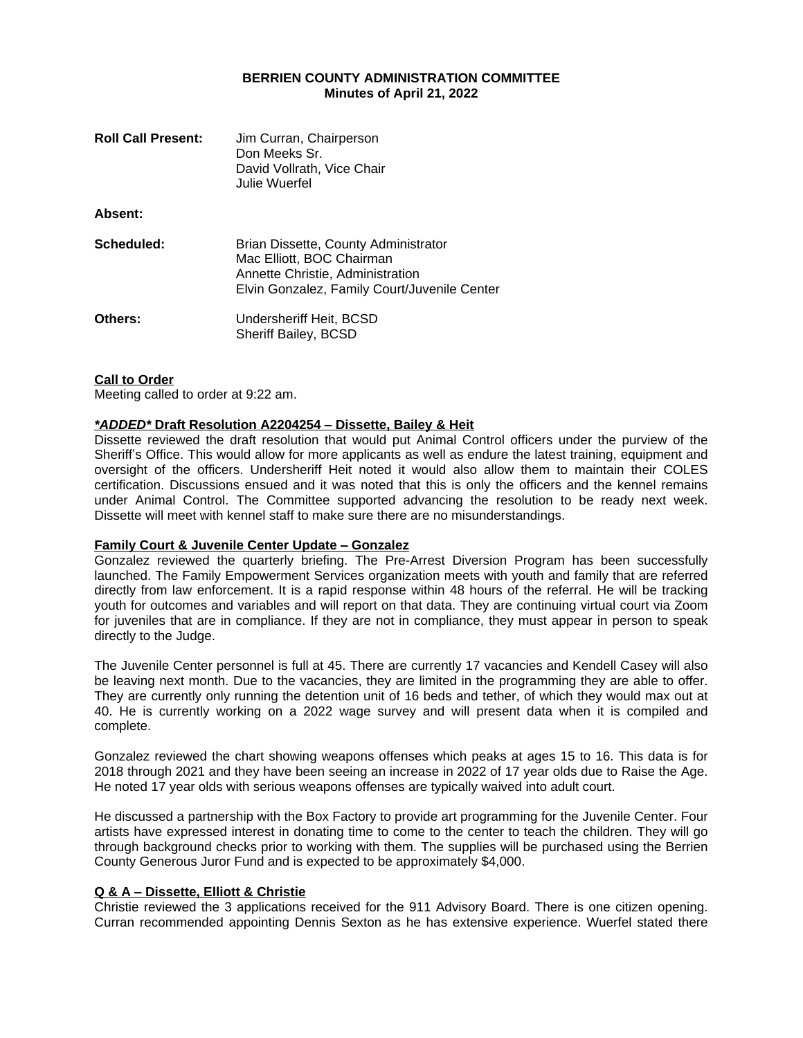**BERRIEN COUNTY ADMINISTRATION COMMITTEE**
**Minutes of April 21, 2022**

**Roll Call Present:** Jim Curran, Chairperson
Don Meeks Sr.
David Vollrath, Vice Chair
Julie Wuerfel

**Absent:**

**Scheduled:** Brian Dissette, County Administrator
Mac Elliott, BOC Chairman
Annette Christie, Administration
Elvin Gonzalez, Family Court/Juvenile Center

**Others:** Undersheriff Heit, BCSD
Sheriff Bailey, BCSD

**Call to Order**
Meeting called to order at 9:22 am.

***ADDED* Draft Resolution A2204254 – Dissette, Bailey & Heit**
Dissette reviewed the draft resolution that would put Animal Control officers under the purview of the Sheriff's Office. This would allow for more applicants as well as endure the latest training, equipment and oversight of the officers. Undersheriff Heit noted it would also allow them to maintain their COLES certification. Discussions ensued and it was noted that this is only the officers and the kennel remains under Animal Control. The Committee supported advancing the resolution to be ready next week. Dissette will meet with kennel staff to make sure there are no misunderstandings.

**Family Court & Juvenile Center Update – Gonzalez**
Gonzalez reviewed the quarterly briefing. The Pre-Arrest Diversion Program has been successfully launched. The Family Empowerment Services organization meets with youth and family that are referred directly from law enforcement. It is a rapid response within 48 hours of the referral. He will be tracking youth for outcomes and variables and will report on that data. They are continuing virtual court via Zoom for juveniles that are in compliance. If they are not in compliance, they must appear in person to speak directly to the Judge.

The Juvenile Center personnel is full at 45. There are currently 17 vacancies and Kendell Casey will also be leaving next month. Due to the vacancies, they are limited in the programming they are able to offer. They are currently only running the detention unit of 16 beds and tether, of which they would max out at 40. He is currently working on a 2022 wage survey and will present data when it is compiled and complete.

Gonzalez reviewed the chart showing weapons offenses which peaks at ages 15 to 16. This data is for 2018 through 2021 and they have been seeing an increase in 2022 of 17 year olds due to Raise the Age. He noted 17 year olds with serious weapons offenses are typically waived into adult court.

He discussed a partnership with the Box Factory to provide art programming for the Juvenile Center. Four artists have expressed interest in donating time to come to the center to teach the children. They will go through background checks prior to working with them. The supplies will be purchased using the Berrien County Generous Juror Fund and is expected to be approximately $4,000.

**Q & A – Dissette, Elliott & Christie**
Christie reviewed the 3 applications received for the 911 Advisory Board. There is one citizen opening. Curran recommended appointing Dennis Sexton as he has extensive experience. Wuerfel stated there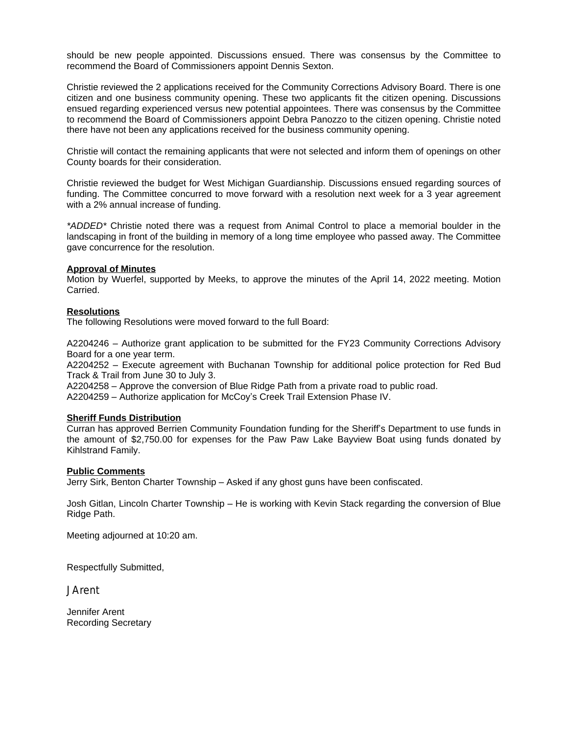should be new people appointed. Discussions ensued. There was consensus by the Committee to recommend the Board of Commissioners appoint Dennis Sexton.

Christie reviewed the 2 applications received for the Community Corrections Advisory Board. There is one citizen and one business community opening. These two applicants fit the citizen opening. Discussions ensued regarding experienced versus new potential appointees. There was consensus by the Committee to recommend the Board of Commissioners appoint Debra Panozzo to the citizen opening. Christie noted there have not been any applications received for the business community opening.

Christie will contact the remaining applicants that were not selected and inform them of openings on other County boards for their consideration.

Christie reviewed the budget for West Michigan Guardianship. Discussions ensued regarding sources of funding. The Committee concurred to move forward with a resolution next week for a 3 year agreement with a 2% annual increase of funding.

*\*ADDED\** Christie noted there was a request from Animal Control to place a memorial boulder in the landscaping in front of the building in memory of a long time employee who passed away. The Committee gave concurrence for the resolution.

**Approval of Minutes**

Motion by Wuerfel, supported by Meeks, to approve the minutes of the April 14, 2022 meeting. Motion Carried.

**Resolutions**

The following Resolutions were moved forward to the full Board:

A2204246 – Authorize grant application to be submitted for the FY23 Community Corrections Advisory Board for a one year term.
A2204252 – Execute agreement with Buchanan Township for additional police protection for Red Bud Track & Trail from June 30 to July 3.
A2204258 – Approve the conversion of Blue Ridge Path from a private road to public road.
A2204259 – Authorize application for McCoy's Creek Trail Extension Phase IV.

**Sheriff Funds Distribution**

Curran has approved Berrien Community Foundation funding for the Sheriff's Department to use funds in the amount of $2,750.00 for expenses for the Paw Paw Lake Bayview Boat using funds donated by Kihlstrand Family.

**Public Comments**

Jerry Sirk, Benton Charter Township – Asked if any ghost guns have been confiscated.

Josh Gitlan, Lincoln Charter Township – He is working with Kevin Stack regarding the conversion of Blue Ridge Path.

Meeting adjourned at 10:20 am.

Respectfully Submitted,

J Arent

Jennifer Arent
Recording Secretary